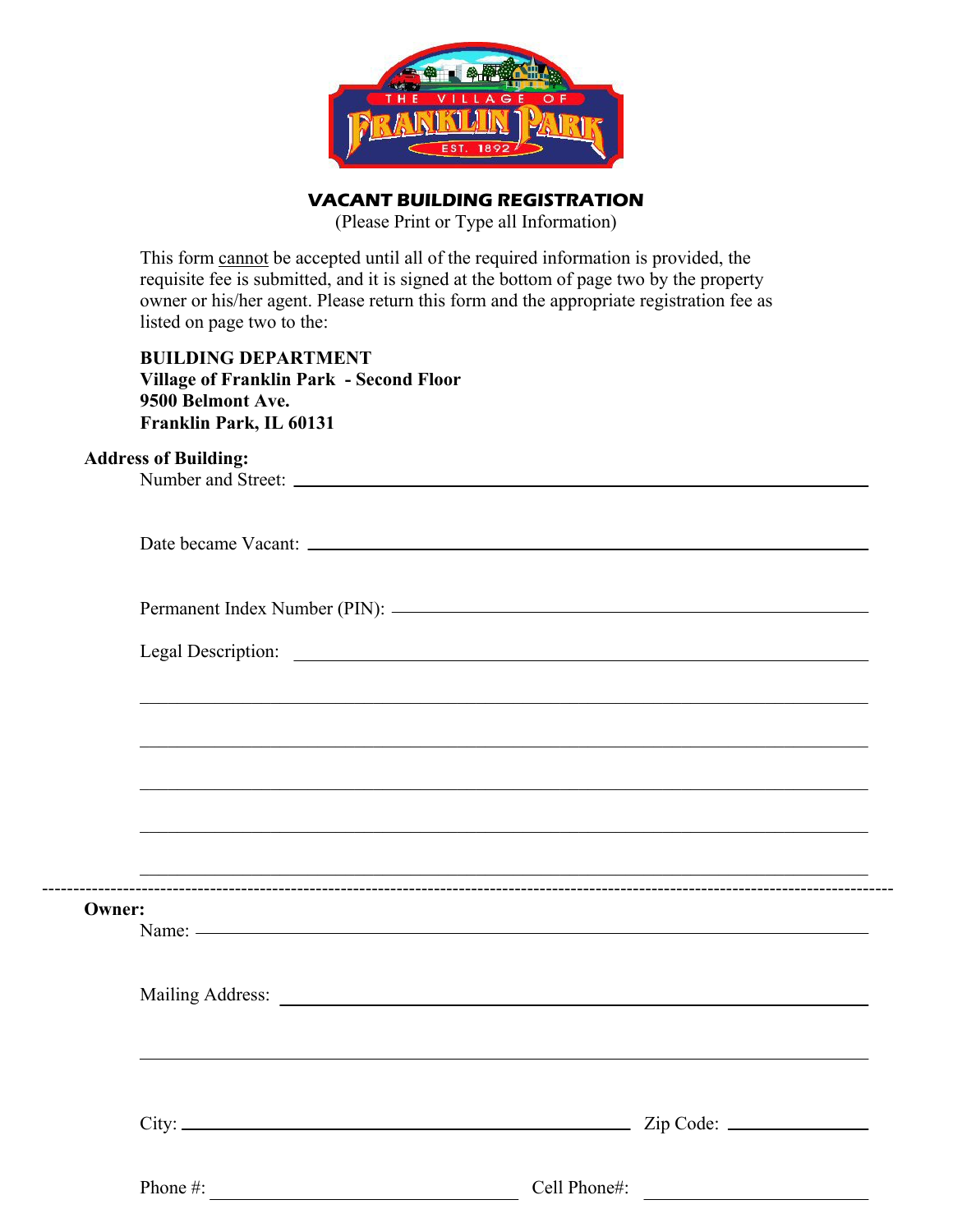THE VILLAGE OF FRANKLIN PARK EST. 1892

# VACANT BUILDING REGISTRATION

(Please Print or Type all Information)

This form cannot be accepted until all of the required information is provided, the requisite fee is submitted, and it is signed at the bottom of page two by the property owner or his/her agent. Please return this form and the appropriate registration fee as listed on page two to the:

**BUILDING DEPARTMENT**
**Village of Franklin Park - Second Floor**
**9500 Belmont Ave.**
**Franklin Park, IL 60131**

**Address of Building:**

Number and Street: ______________________________

Date became Vacant: ______________________________

Permanent Index Number (PIN): ______________________________

Legal Description: ______________________________

______________________________

______________________________

______________________________

______________________________

______________________________

---

**Owner:**

Name: ______________________________

Mailing Address: ______________________________

______________________________

City: ______________________________ Zip Code: ______________

Phone #: ______________________________ Cell Phone#: ______________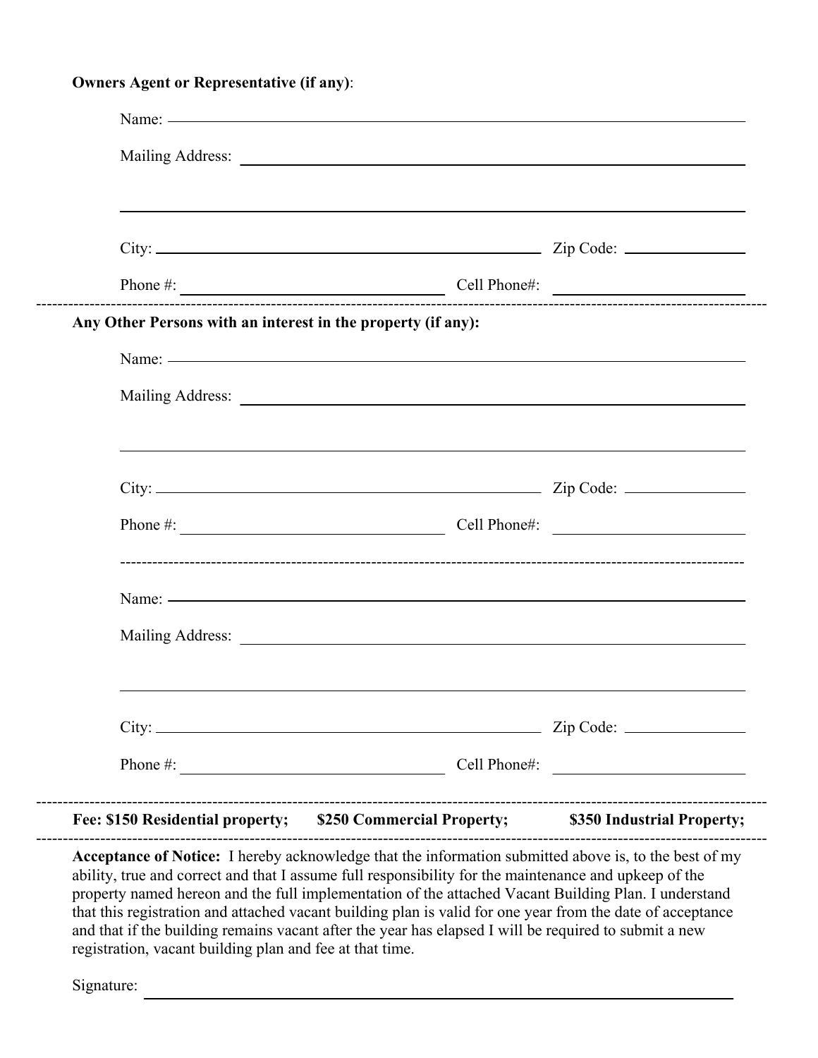**Owners Agent or Representative (if any)**:

Name: ______________________________________________

Mailing Address: ______________________________________________

______________________________________________

City: ______________________________ Zip Code: ______________

Phone #: ______________________ Cell Phone#: ______________________

---

**Any Other Persons with an interest in the property (if any):**

Name: ______________________________________________

Mailing Address: ______________________________________________

______________________________________________

City: ______________________________ Zip Code: ______________

Phone #: ______________________ Cell Phone#: ______________________

---

Name: ______________________________________________

Mailing Address: ______________________________________________

______________________________________________

City: ______________________________ Zip Code: ______________

Phone #: ______________________ Cell Phone#: ______________________

---

**Fee: $150 Residential property; $250 Commercial Property; $350 Industrial Property;**

---

**Acceptance of Notice:** I hereby acknowledge that the information submitted above is, to the best of my ability, true and correct and that I assume full responsibility for the maintenance and upkeep of the property named hereon and the full implementation of the attached Vacant Building Plan. I understand that this registration and attached vacant building plan is valid for one year from the date of acceptance and that if the building remains vacant after the year has elapsed I will be required to submit a new registration, vacant building plan and fee at that time.

Signature: ______________________________________________